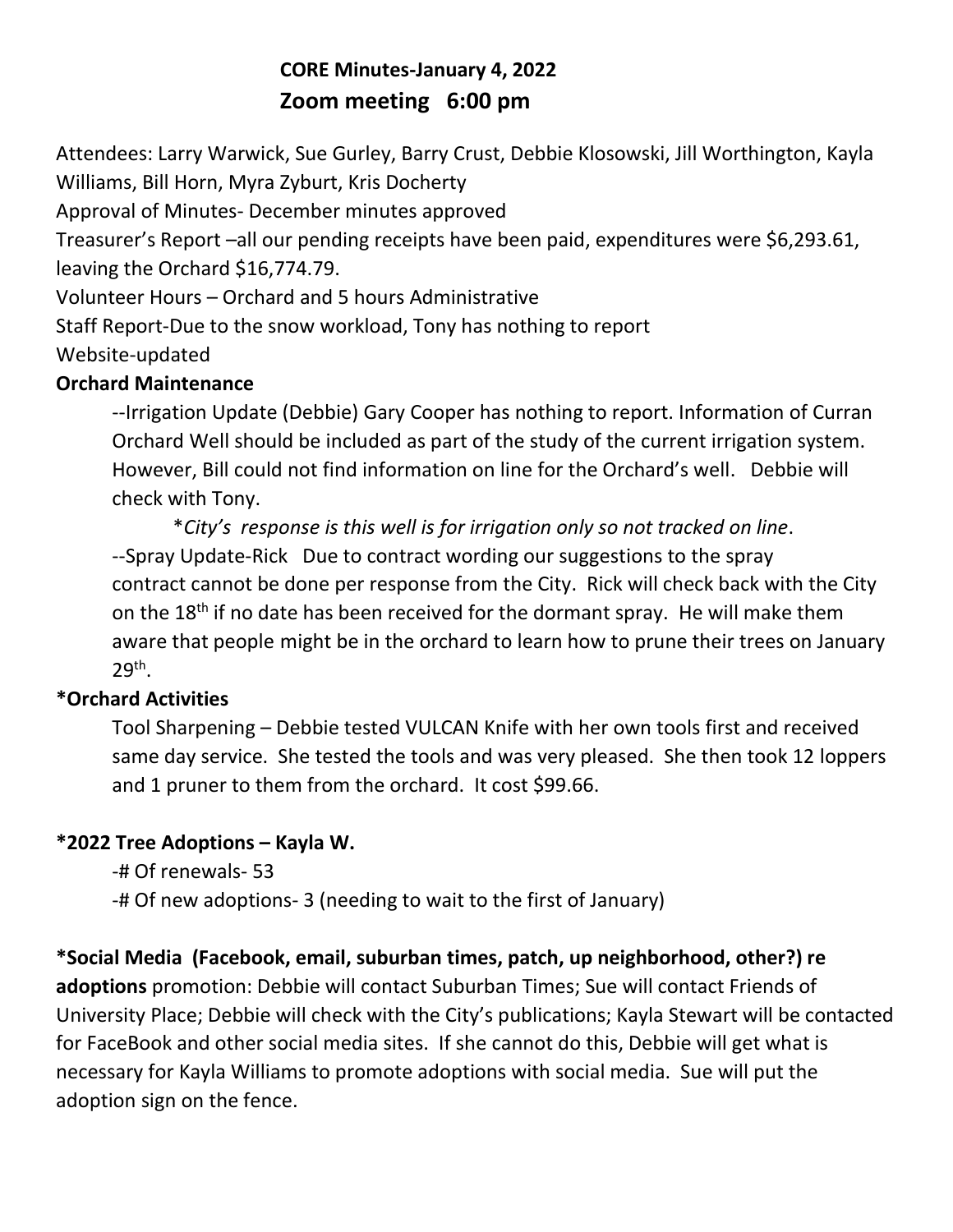# CORE Minutes-January 4, 2022

## Zoom meeting 6:00 pm

Attendees: Larry Warwick, Sue Gurley, Barry Crust, Debbie Klosowski, Jill Worthington, Kayla Williams, Bill Horn, Myra Zyburt, Kris Docherty

Approval of Minutes- December minutes approved

Treasurer's Report –all our pending receipts have been paid, expenditures were $6,293.61, leaving the Orchard $16,774.79.

Volunteer Hours – Orchard and 5 hours Administrative

Staff Report-Due to the snow workload, Tony has nothing to report

Website-updated

**Orchard Maintenance**

--Irrigation Update (Debbie) Gary Cooper has nothing to report. Information of Curran Orchard Well should be included as part of the study of the current irrigation system. However, Bill could not find information on line for the Orchard's well. Debbie will check with Tony.

*\*City's response is this well is for irrigation only so not tracked on line*.

--Spray Update-Rick Due to contract wording our suggestions to the spray contract cannot be done per response from the City. Rick will check back with the City on the 18th if no date has been received for the dormant spray. He will make them aware that people might be in the orchard to learn how to prune their trees on January 29th.

**\*Orchard Activities**

Tool Sharpening – Debbie tested VULCAN Knife with her own tools first and received same day service. She tested the tools and was very pleased. She then took 12 loppers and 1 pruner to them from the orchard. It cost $99.66.

**\*2022 Tree Adoptions – Kayla W.**

-# Of renewals- 53

-# Of new adoptions- 3 (needing to wait to the first of January)

**\*Social Media (Facebook, email, suburban times, patch, up neighborhood, other?) re adoptions** promotion: Debbie will contact Suburban Times; Sue will contact Friends of University Place; Debbie will check with the City's publications; Kayla Stewart will be contacted for FaceBook and other social media sites. If she cannot do this, Debbie will get what is necessary for Kayla Williams to promote adoptions with social media. Sue will put the adoption sign on the fence.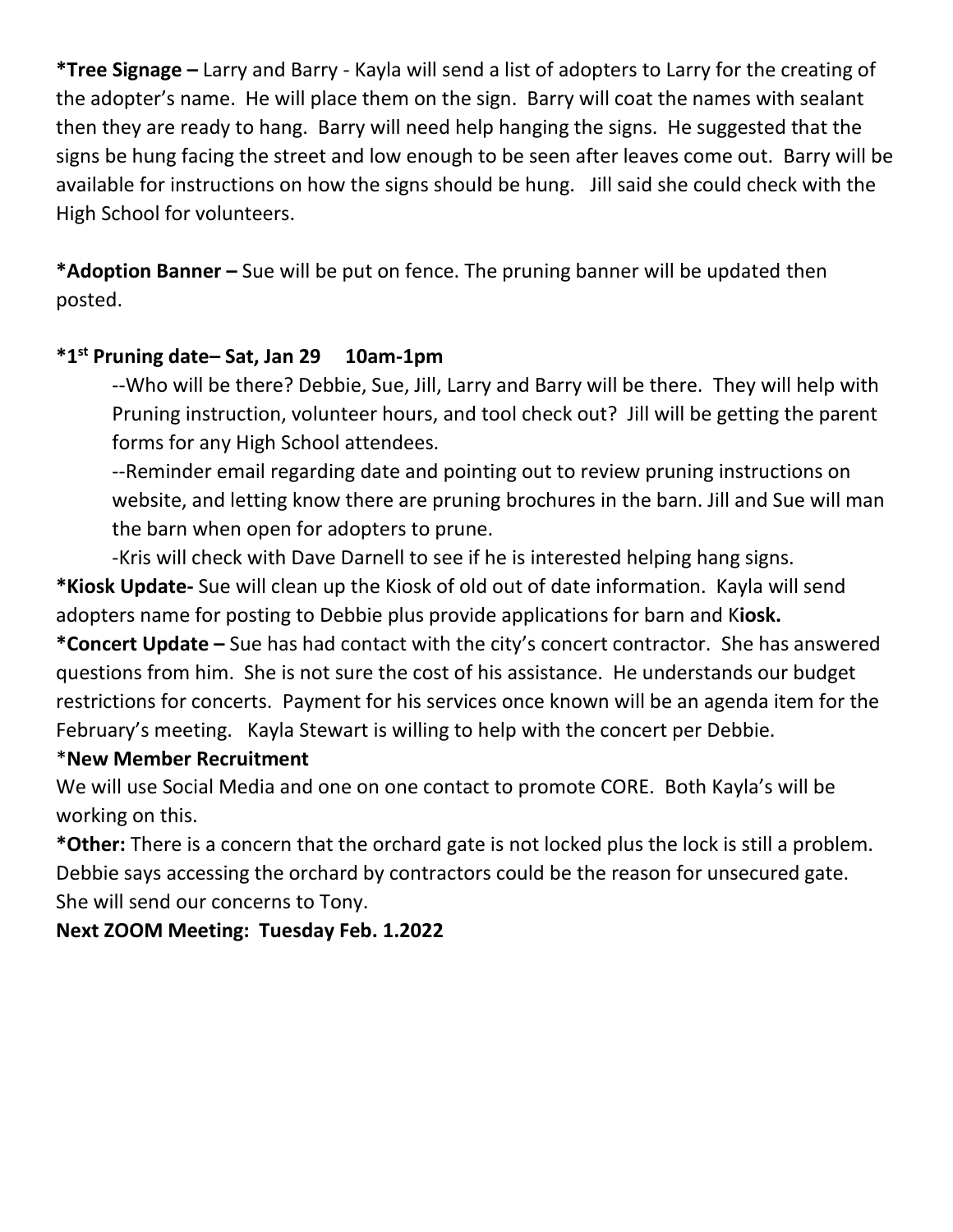**\*Tree Signage –** Larry and Barry - Kayla will send a list of adopters to Larry for the creating of the adopter's name. He will place them on the sign. Barry will coat the names with sealant then they are ready to hang. Barry will need help hanging the signs. He suggested that the signs be hung facing the street and low enough to be seen after leaves come out. Barry will be available for instructions on how the signs should be hung. Jill said she could check with the High School for volunteers.

**\*Adoption Banner –** Sue will be put on fence. The pruning banner will be updated then posted.

**\*1st Pruning date– Sat, Jan 29 10am-1pm**

--Who will be there? Debbie, Sue, Jill, Larry and Barry will be there. They will help with Pruning instruction, volunteer hours, and tool check out? Jill will be getting the parent forms for any High School attendees.

--Reminder email regarding date and pointing out to review pruning instructions on website, and letting know there are pruning brochures in the barn. Jill and Sue will man the barn when open for adopters to prune.

-Kris will check with Dave Darnell to see if he is interested helping hang signs.

**\*Kiosk Update-** Sue will clean up the Kiosk of old out of date information. Kayla will send adopters name for posting to Debbie plus provide applications for barn and K**iosk.**

**\*Concert Update –** Sue has had contact with the city's concert contractor. She has answered questions from him. She is not sure the cost of his assistance. He understands our budget restrictions for concerts. Payment for his services once known will be an agenda item for the February's meeting. Kayla Stewart is willing to help with the concert per Debbie.

\***New Member Recruitment**

We will use Social Media and one on one contact to promote CORE. Both Kayla's will be working on this.

**\*Other:** There is a concern that the orchard gate is not locked plus the lock is still a problem. Debbie says accessing the orchard by contractors could be the reason for unsecured gate. She will send our concerns to Tony.

**Next ZOOM Meeting: Tuesday Feb. 1.2022**